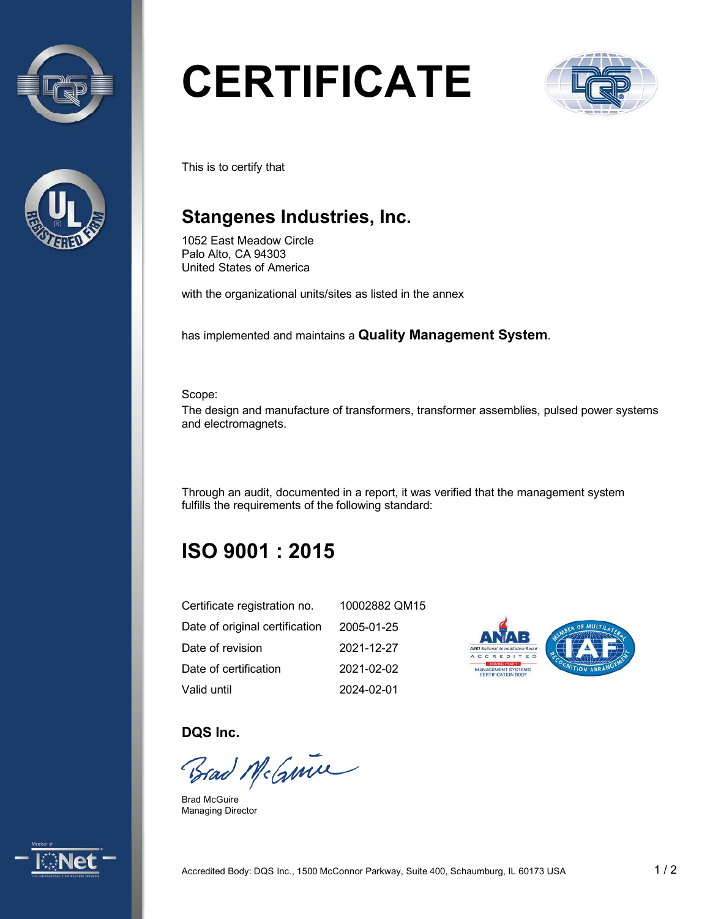# CERTIFICATE

This is to certify that

## Stangenes Industries, Inc.

1052 East Meadow Circle
Palo Alto, CA 94303
United States of America

with the organizational units/sites as listed in the annex

has implemented and maintains a **Quality Management System**.

Scope:
The design and manufacture of transformers, transformer assemblies, pulsed power systems and electromagnets.

Through an audit, documented in a report, it was verified that the management system fulfills the requirements of the following standard:

## ISO 9001 : 2015

| | |
|---|---|
| Certificate registration no. | 10002882 QM15 |
| Date of original certification | 2005-01-25 |
| Date of revision | 2021-12-27 |
| Date of certification | 2021-02-02 |
| Valid until | 2024-02-01 |

**DQS Inc.**

Brad McGuire
Managing Director

Accredited Body: DQS Inc., 1500 McConnor Parkway, Suite 400, Schaumburg, IL 60173 USA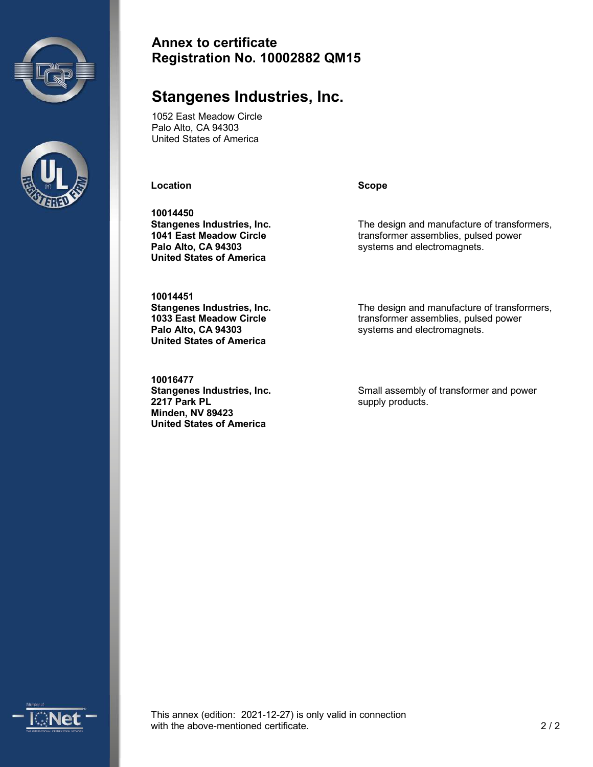# Annex to certificate
# Registration No. 10002882 QM15

## Stangenes Industries, Inc.

1052 East Meadow Circle
Palo Alto, CA 94303
United States of America

| Location | Scope |
| --- | --- |
| **10014450**<br>**Stangenes Industries, Inc.**<br>**1041 East Meadow Circle**<br>**Palo Alto, CA 94303**<br>**United States of America** | The design and manufacture of transformers, transformer assemblies, pulsed power systems and electromagnets. |
| **10014451**<br>**Stangenes Industries, Inc.**<br>**1033 East Meadow Circle**<br>**Palo Alto, CA 94303**<br>**United States of America** | The design and manufacture of transformers, transformer assemblies, pulsed power systems and electromagnets. |
| **10016477**<br>**Stangenes Industries, Inc.**<br>**2217 Park PL**<br>**Minden, NV 89423**<br>**United States of America** | Small assembly of transformer and power supply products. |

This annex (edition: 2021-12-27) is only valid in connection with the above-mentioned certificate.